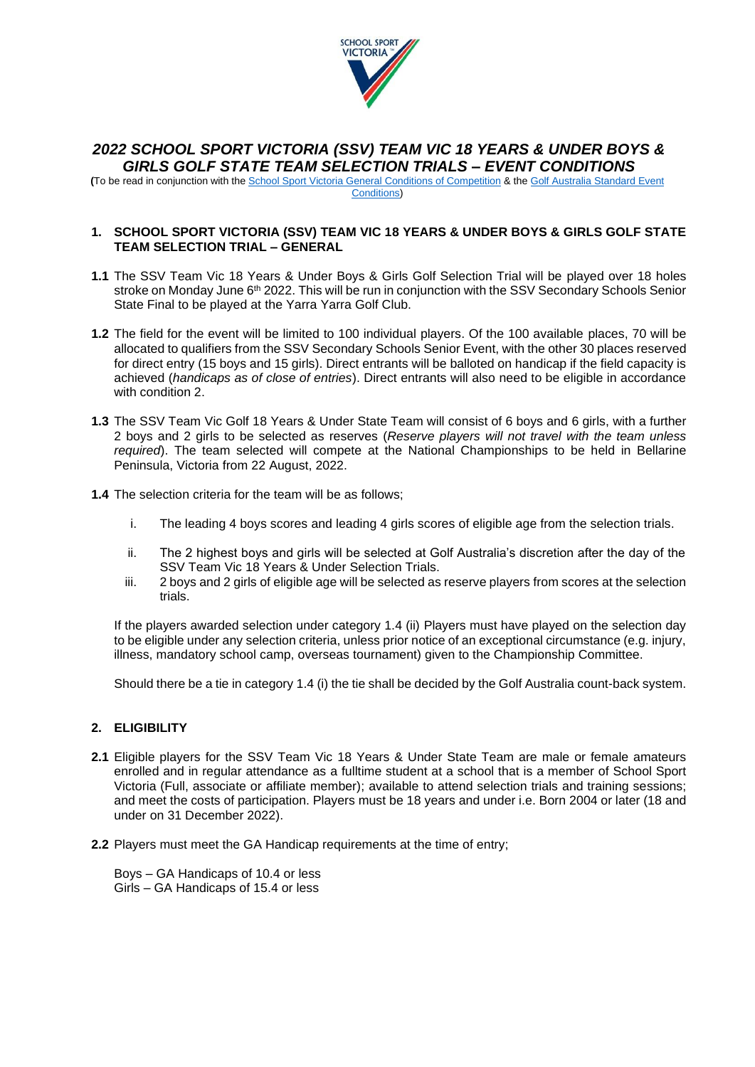# *2022 SCHOOL SPORT VICTORIA (SSV) TEAM VIC 18 YEARS & UNDER BOYS & GIRLS GOLF STATE TEAM SELECTION TRIALS – EVENT CONDITIONS*

(To be read in conjunction with the [School Sport Victoria General Conditions of Competition]() & the [Golf Australia Standard Event Conditions]())

## 1. SCHOOL SPORT VICTORIA (SSV) TEAM VIC 18 YEARS & UNDER BOYS & GIRLS GOLF STATE TEAM SELECTION TRIAL – GENERAL

**1.1** The SSV Team Vic 18 Years & Under Boys & Girls Golf Selection Trial will be played over 18 holes stroke on Monday June 6th 2022. This will be run in conjunction with the SSV Secondary Schools Senior State Final to be played at the Yarra Yarra Golf Club.

**1.2** The field for the event will be limited to 100 individual players. Of the 100 available places, 70 will be allocated to qualifiers from the SSV Secondary Schools Senior Event, with the other 30 places reserved for direct entry (15 boys and 15 girls). Direct entrants will be balloted on handicap if the field capacity is achieved (*handicaps as of close of entries*). Direct entrants will also need to be eligible in accordance with condition 2.

**1.3** The SSV Team Vic Golf 18 Years & Under State Team will consist of 6 boys and 6 girls, with a further 2 boys and 2 girls to be selected as reserves (*Reserve players will not travel with the team unless required*). The team selected will compete at the National Championships to be held in Bellarine Peninsula, Victoria from 22 August, 2022.

**1.4** The selection criteria for the team will be as follows;

i. The leading 4 boys scores and leading 4 girls scores of eligible age from the selection trials.

ii. The 2 highest boys and girls will be selected at Golf Australia's discretion after the day of the SSV Team Vic 18 Years & Under Selection Trials.

iii. 2 boys and 2 girls of eligible age will be selected as reserve players from scores at the selection trials.

If the players awarded selection under category 1.4 (ii) Players must have played on the selection day to be eligible under any selection criteria, unless prior notice of an exceptional circumstance (e.g. injury, illness, mandatory school camp, overseas tournament) given to the Championship Committee.

Should there be a tie in category 1.4 (i) the tie shall be decided by the Golf Australia count-back system.

## 2. ELIGIBILITY

**2.1** Eligible players for the SSV Team Vic 18 Years & Under State Team are male or female amateurs enrolled and in regular attendance as a fulltime student at a school that is a member of School Sport Victoria (Full, associate or affiliate member); available to attend selection trials and training sessions; and meet the costs of participation. Players must be 18 years and under i.e. Born 2004 or later (18 and under on 31 December 2022).

**2.2** Players must meet the GA Handicap requirements at the time of entry;

Boys – GA Handicaps of 10.4 or less
Girls – GA Handicaps of 15.4 or less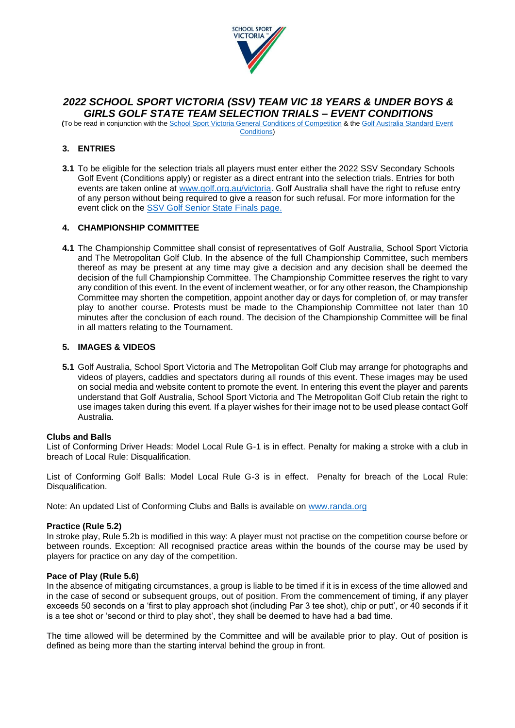# *2022 SCHOOL SPORT VICTORIA (SSV) TEAM VIC 18 YEARS & UNDER BOYS & GIRLS GOLF STATE TEAM SELECTION TRIALS – EVENT CONDITIONS*

(To be read in conjunction with the [School Sport Victoria General Conditions of Competition]() & the [Golf Australia Standard Event Conditions]())

## 3. ENTRIES

**3.1** To be eligible for the selection trials all players must enter either the 2022 SSV Secondary Schools Golf Event (Conditions apply) or register as a direct entrant into the selection trials. Entries for both events are taken online at [www.golf.org.au/victoria](). Golf Australia shall have the right to refuse entry of any person without being required to give a reason for such refusal. For more information for the event click on the [SSV Golf Senior State Finals page.]()

## 4. CHAMPIONSHIP COMMITTEE

**4.1** The Championship Committee shall consist of representatives of Golf Australia, School Sport Victoria and The Metropolitan Golf Club. In the absence of the full Championship Committee, such members thereof as may be present at any time may give a decision and any decision shall be deemed the decision of the full Championship Committee. The Championship Committee reserves the right to vary any condition of this event. In the event of inclement weather, or for any other reason, the Championship Committee may shorten the competition, appoint another day or days for completion of, or may transfer play to another course. Protests must be made to the Championship Committee not later than 10 minutes after the conclusion of each round. The decision of the Championship Committee will be final in all matters relating to the Tournament.

## 5. IMAGES & VIDEOS

**5.1** Golf Australia, School Sport Victoria and The Metropolitan Golf Club may arrange for photographs and videos of players, caddies and spectators during all rounds of this event. These images may be used on social media and website content to promote the event. In entering this event the player and parents understand that Golf Australia, School Sport Victoria and The Metropolitan Golf Club retain the right to use images taken during this event. If a player wishes for their image not to be used please contact Golf Australia.

**Clubs and Balls**

List of Conforming Driver Heads: Model Local Rule G-1 is in effect. Penalty for making a stroke with a club in breach of Local Rule: Disqualification.

List of Conforming Golf Balls: Model Local Rule G-3 is in effect. Penalty for breach of the Local Rule: Disqualification.

Note: An updated List of Conforming Clubs and Balls is available on [www.randa.org]()

**Practice (Rule 5.2)**

In stroke play, Rule 5.2b is modified in this way: A player must not practise on the competition course before or between rounds. Exception: All recognised practice areas within the bounds of the course may be used by players for practice on any day of the competition.

**Pace of Play (Rule 5.6)**

In the absence of mitigating circumstances, a group is liable to be timed if it is in excess of the time allowed and in the case of second or subsequent groups, out of position. From the commencement of timing, if any player exceeds 50 seconds on a 'first to play approach shot (including Par 3 tee shot), chip or putt', or 40 seconds if it is a tee shot or 'second or third to play shot', they shall be deemed to have had a bad time.

The time allowed will be determined by the Committee and will be available prior to play. Out of position is defined as being more than the starting interval behind the group in front.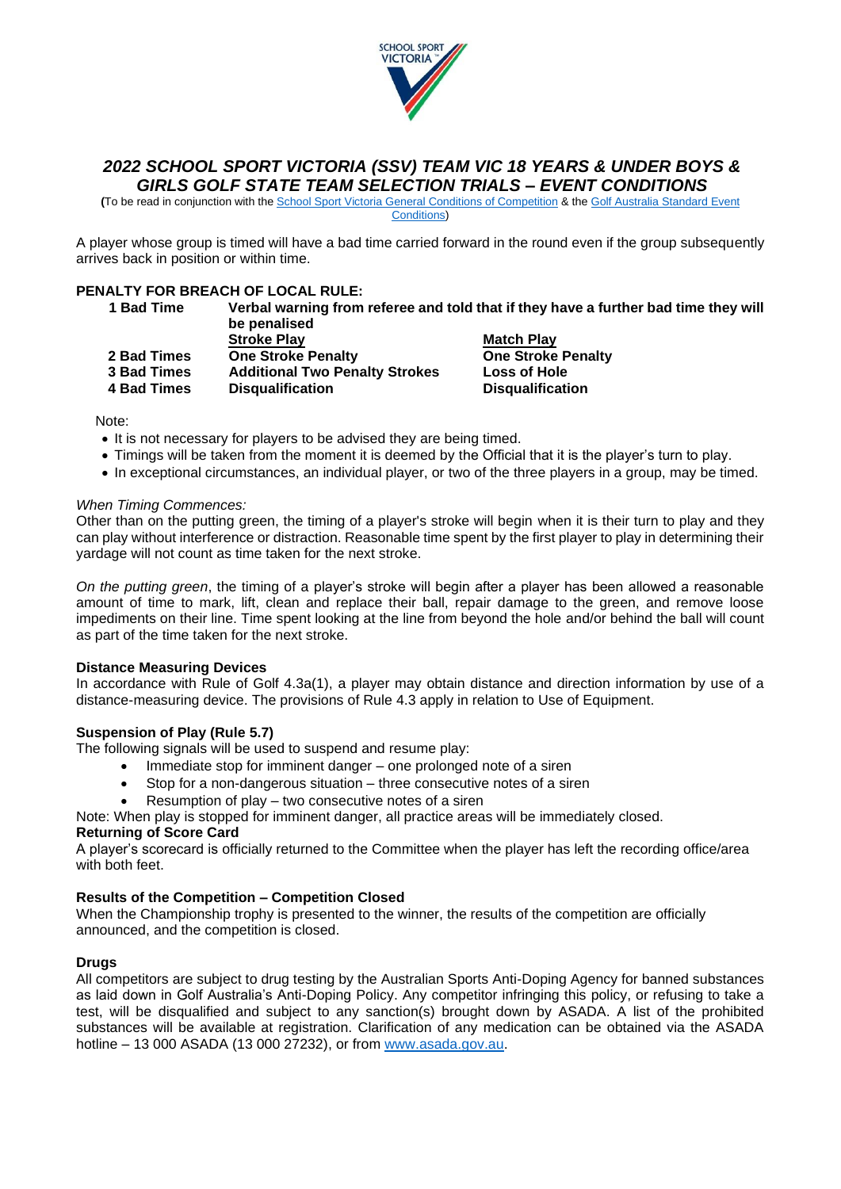## *2022 SCHOOL SPORT VICTORIA (SSV) TEAM VIC 18 YEARS & UNDER BOYS & GIRLS GOLF STATE TEAM SELECTION TRIALS – EVENT CONDITIONS*

(To be read in conjunction with the [School Sport Victoria General Conditions of Competition]() & the [Golf Australia Standard Event Conditions]())

A player whose group is timed will have a bad time carried forward in the round even if the group subsequently arrives back in position or within time.

**PENALTY FOR BREACH OF LOCAL RULE:**

| | | |
|---|---|---|
| **1 Bad Time** | **Verbal warning from referee and told that if they have a further bad time they will be penalised** | |
| | **Stroke Play** | **Match Play** |
| **2 Bad Times** | **One Stroke Penalty** | **One Stroke Penalty** |
| **3 Bad Times** | **Additional Two Penalty Strokes** | **Loss of Hole** |
| **4 Bad Times** | **Disqualification** | **Disqualification** |

Note:

- It is not necessary for players to be advised they are being timed.
- Timings will be taken from the moment it is deemed by the Official that it is the player's turn to play.
- In exceptional circumstances, an individual player, or two of the three players in a group, may be timed.

*When Timing Commences:*
Other than on the putting green, the timing of a player's stroke will begin when it is their turn to play and they can play without interference or distraction. Reasonable time spent by the first player to play in determining their yardage will not count as time taken for the next stroke.

*On the putting green*, the timing of a player's stroke will begin after a player has been allowed a reasonable amount of time to mark, lift, clean and replace their ball, repair damage to the green, and remove loose impediments on their line. Time spent looking at the line from beyond the hole and/or behind the ball will count as part of the time taken for the next stroke.

**Distance Measuring Devices**
In accordance with Rule of Golf 4.3a(1), a player may obtain distance and direction information by use of a distance-measuring device. The provisions of Rule 4.3 apply in relation to Use of Equipment.

**Suspension of Play (Rule 5.7)**
The following signals will be used to suspend and resume play:

- Immediate stop for imminent danger – one prolonged note of a siren
- Stop for a non-dangerous situation – three consecutive notes of a siren
- Resumption of play – two consecutive notes of a siren

Note: When play is stopped for imminent danger, all practice areas will be immediately closed.

**Returning of Score Card**
A player's scorecard is officially returned to the Committee when the player has left the recording office/area with both feet.

**Results of the Competition – Competition Closed**
When the Championship trophy is presented to the winner, the results of the competition are officially announced, and the competition is closed.

**Drugs**
All competitors are subject to drug testing by the Australian Sports Anti-Doping Agency for banned substances as laid down in Golf Australia's Anti-Doping Policy. Any competitor infringing this policy, or refusing to take a test, will be disqualified and subject to any sanction(s) brought down by ASADA. A list of the prohibited substances will be available at registration. Clarification of any medication can be obtained via the ASADA hotline – 13 000 ASADA (13 000 27232), or from [www.asada.gov.au](http://www.asada.gov.au).